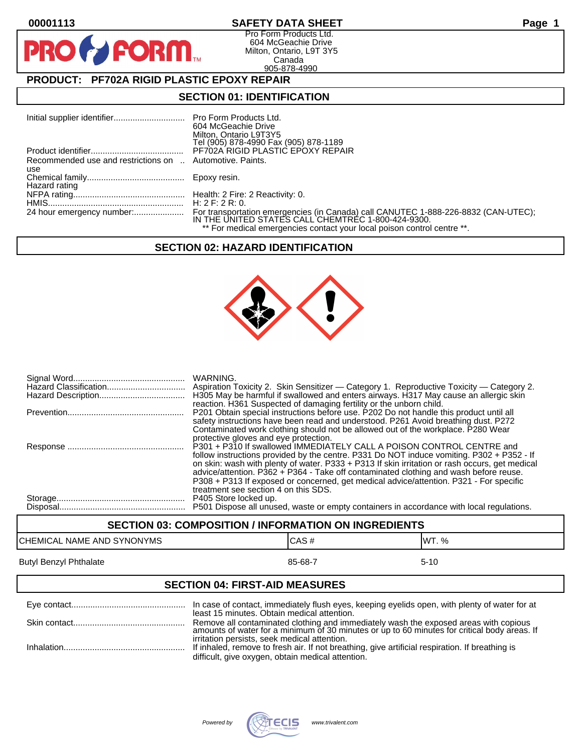# SAFETY DATA SHEET

00001113

Pro Form Products Ltd.
604 McGeachie Drive
Milton, Ontario, L9T 3Y5
Canada
905-878-4990

## PRODUCT: PF702A RIGID PLASTIC EPOXY REPAIR

## SECTION 01: IDENTIFICATION

| | |
|---|---|
| Initial supplier identifier | Pro Form Products Ltd.<br>604 McGeachie Drive<br>Milton, Ontario L9T3Y5<br>Tel (905) 878-4990 Fax (905) 878-1189 |
| Product identifier | PF702A RIGID PLASTIC EPOXY REPAIR |
| Recommended use and restrictions on use | Automotive. Paints. |
| Chemical family | Epoxy resin. |
| Hazard rating | |
| NFPA rating | Health: 2 Fire: 2 Reactivity: 0. |
| HMIS | H: 2 F: 2 R: 0. |
| 24 hour emergency number: | For transportation emergencies (in Canada) call CANUTEC 1-888-226-8832 (CAN-UTEC); IN THE UNITED STATES CALL CHEMTREC 1-800-424-9300.<br>** For medical emergencies contact your local poison control centre **. |

## SECTION 02: HAZARD IDENTIFICATION

| | |
|---|---|
| Signal Word | WARNING. |
| Hazard Classification | Aspiration Toxicity 2. Skin Sensitizer — Category 1. Reproductive Toxicity — Category 2. |
| Hazard Description | H305 May be harmful if swallowed and enters airways. H317 May cause an allergic skin reaction. H361 Suspected of damaging fertility or the unborn child. |
| Prevention | P201 Obtain special instructions before use. P202 Do not handle this product until all safety instructions have been read and understood. P261 Avoid breathing dust. P272 Contaminated work clothing should not be allowed out of the workplace. P280 Wear protective gloves and eye protection. |
| Response | P301 + P310 If swallowed IMMEDIATELY CALL A POISON CONTROL CENTRE and follow instructions provided by the centre. P331 Do NOT induce vomiting. P302 + P352 - If on skin: wash with plenty of water. P333 + P313 If skin irritation or rash occurs, get medical advice/attention. P362 + P364 - Take off contaminated clothing and wash before reuse. P308 + P313 If exposed or concerned, get medical advice/attention. P321 - For specific treatment see section 4 on this SDS. |
| Storage | P405 Store locked up. |
| Disposal | P501 Dispose all unused, waste or empty containers in accordance with local regulations. |

## SECTION 03: COMPOSITION / INFORMATION ON INGREDIENTS

| CHEMICAL NAME AND SYNONYMS | CAS # | WT. % |
|---|---|---|
| Butyl Benzyl Phthalate | 85-68-7 | 5-10 |

## SECTION 04: FIRST-AID MEASURES

| | |
|---|---|
| Eye contact | In case of contact, immediately flush eyes, keeping eyelids open, with plenty of water for at least 15 minutes. Obtain medical attention. |
| Skin contact | Remove all contaminated clothing and immediately wash the exposed areas with copious amounts of water for a minimum of 30 minutes or up to 60 minutes for critical body areas. If irritation persists, seek medical attention. |
| Inhalation | If inhaled, remove to fresh air. If not breathing, give artificial respiration. If breathing is difficult, give oxygen, obtain medical attention. |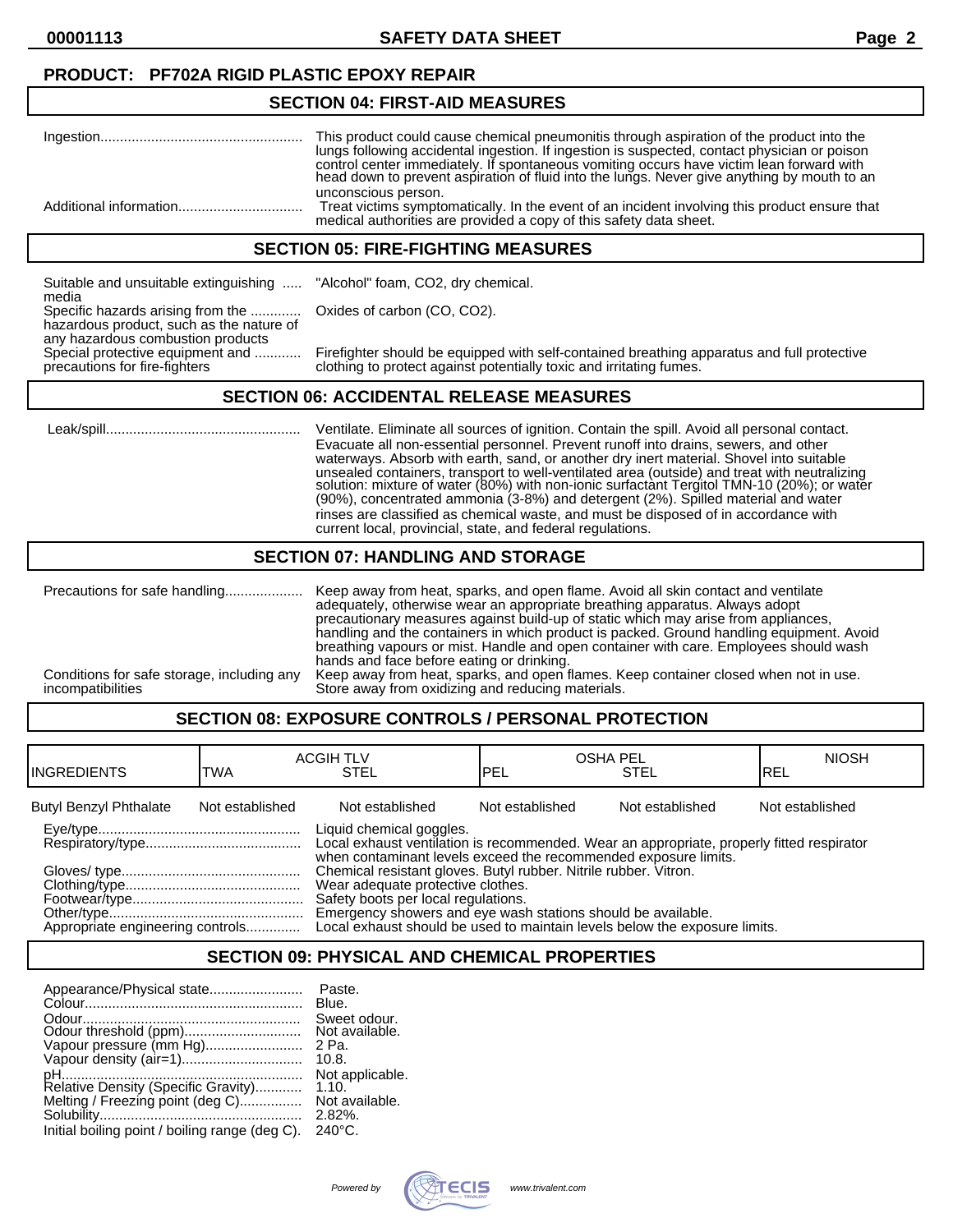**PRODUCT: PF702A RIGID PLASTIC EPOXY REPAIR**

## SECTION 04: FIRST-AID MEASURES

| | |
|---|---|
| Ingestion | This product could cause chemical pneumonitis through aspiration of the product into the lungs following accidental ingestion. If ingestion is suspected, contact physician or poison control center immediately. If spontaneous vomiting occurs have victim lean forward with head down to prevent aspiration of fluid into the lungs. Never give anything by mouth to an unconscious person. |
| Additional information | Treat victims symptomatically. In the event of an incident involving this product ensure that medical authorities are provided a copy of this safety data sheet. |

## SECTION 05: FIRE-FIGHTING MEASURES

| | |
|---|---|
| Suitable and unsuitable extinguishing media | "Alcohol" foam, $CO_2$, dry chemical. |
| Specific hazards arising from the hazardous product, such as the nature of any hazardous combustion products | Oxides of carbon (CO, $CO_2$). |
| Special protective equipment and precautions for fire-fighters | Firefighter should be equipped with self-contained breathing apparatus and full protective clothing to protect against potentially toxic and irritating fumes. |

## SECTION 06: ACCIDENTAL RELEASE MEASURES

| | |
|---|---|
| Leak/spill | Ventilate. Eliminate all sources of ignition. Contain the spill. Avoid all personal contact. Evacuate all non-essential personnel. Prevent runoff into drains, sewers, and other waterways. Absorb with earth, sand, or another dry inert material. Shovel into suitable unsealed containers, transport to well-ventilated area (outside) and treat with neutralizing solution: mixture of water (80%) with non-ionic surfactant Tergitol TMN-10 (20%); or water (90%), concentrated ammonia (3-8%) and detergent (2%). Spilled material and water rinses are classified as chemical waste, and must be disposed of in accordance with current local, provincial, state, and federal regulations. |

## SECTION 07: HANDLING AND STORAGE

| | |
|---|---|
| Precautions for safe handling | Keep away from heat, sparks, and open flame. Avoid all skin contact and ventilate adequately, otherwise wear an appropriate breathing apparatus. Always adopt precautionary measures against build-up of static which may arise from appliances, handling and the containers in which product is packed. Ground handling equipment. Avoid breathing vapours or mist. Handle and open container with care. Employees should wash hands and face before eating or drinking. |
| Conditions for safe storage, including any incompatibilities | Keep away from heat, sparks, and open flames. Keep container closed when not in use. Store away from oxidizing and reducing materials. |

## SECTION 08: EXPOSURE CONTROLS / PERSONAL PROTECTION

| INGREDIENTS | ACGIH TLV TWA | ACGIH TLV STEL | OSHA PEL PEL | OSHA PEL STEL | NIOSH REL |
|---|---|---|---|---|---|
| Butyl Benzyl Phthalate | Not established | Not established | Not established | Not established | Not established |

| | |
|---|---|
| Eye/type | Liquid chemical goggles. |
| Respiratory/type | Local exhaust ventilation is recommended. Wear an appropriate, properly fitted respirator when contaminant levels exceed the recommended exposure limits. |
| Gloves/ type | Chemical resistant gloves. Butyl rubber. Nitrile rubber. Vitron. |
| Clothing/type | Wear adequate protective clothes. |
| Footwear/type | Safety boots per local regulations. |
| Other/type | Emergency showers and eye wash stations should be available. |
| Appropriate engineering controls | Local exhaust should be used to maintain levels below the exposure limits. |

## SECTION 09: PHYSICAL AND CHEMICAL PROPERTIES

| | |
|---|---|
| Appearance/Physical state | Paste. |
| Colour | Blue. |
| Odour | Sweet odour. |
| Odour threshold (ppm) | Not available. |
| Vapour pressure (mm Hg) | 2 Pa. |
| Vapour density (air=1) | 10.8. |
| pH | Not applicable. |
| Relative Density (Specific Gravity) | 1.10. |
| Melting / Freezing point (deg C) | Not available. |
| Solubility | 2.82%. |
| Initial boiling point / boiling range (deg C). | 240°C. |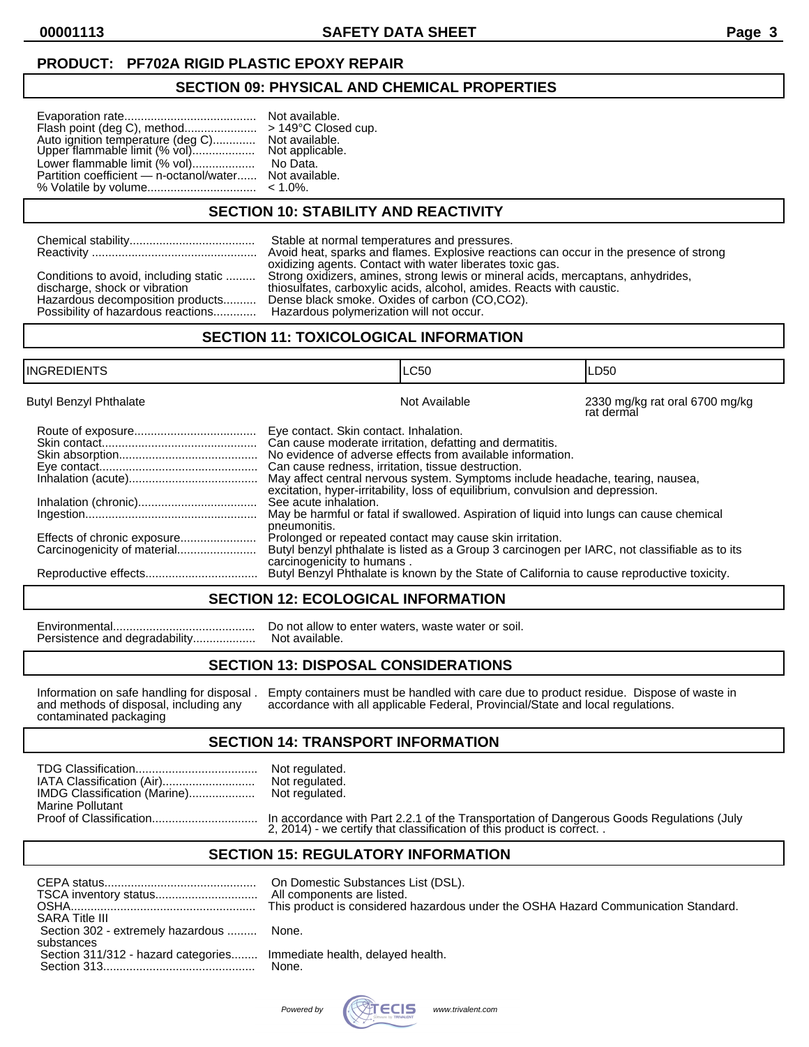**PRODUCT: PF702A RIGID PLASTIC EPOXY REPAIR**

## SECTION 09: PHYSICAL AND CHEMICAL PROPERTIES

| | |
|---|---|
| Evaporation rate | Not available. |
| Flash point (deg C), method | > 149°C Closed cup. |
| Auto ignition temperature (deg C) | Not available. |
| Upper flammable limit (% vol) | Not applicable. |
| Lower flammable limit (% vol) | No Data. |
| Partition coefficient — n-octanol/water | Not available. |
| % Volatile by volume | < 1.0%. |

## SECTION 10: STABILITY AND REACTIVITY

| | |
|---|---|
| Chemical stability | Stable at normal temperatures and pressures. |
| Reactivity | Avoid heat, sparks and flames. Explosive reactions can occur in the presence of strong oxidizing agents. Contact with water liberates toxic gas. |
| Conditions to avoid, including static discharge, shock or vibration | Strong oxidizers, amines, strong lewis or mineral acids, mercaptans, anhydrides, thiosulfates, carboxylic acids, alcohol, amides. Reacts with caustic. |
| Hazardous decomposition products | Dense black smoke. Oxides of carbon (CO,CO2). |
| Possibility of hazardous reactions | Hazardous polymerization will not occur. |

## SECTION 11: TOXICOLOGICAL INFORMATION

| INGREDIENTS | LC50 | LD50 |
|---|---|---|
| Butyl Benzyl Phthalate | Not Available | 2330 mg/kg rat oral 6700 mg/kg rat dermal |

| | |
|---|---|
| Route of exposure | Eye contact. Skin contact. Inhalation. |
| Skin contact | Can cause moderate irritation, defatting and dermatitis. |
| Skin absorption | No evidence of adverse effects from available information. |
| Eye contact | Can cause redness, irritation, tissue destruction. |
| Inhalation (acute) | May affect central nervous system. Symptoms include headache, tearing, nausea, excitation, hyper-irritability, loss of equilibrium, convulsion and depression. |
| Inhalation (chronic) | See acute inhalation. |
| Ingestion | May be harmful or fatal if swallowed. Aspiration of liquid into lungs can cause chemical pneumonitis. |
| Effects of chronic exposure | Prolonged or repeated contact may cause skin irritation. |
| Carcinogenicity of material | Butyl benzyl phthalate is listed as a Group 3 carcinogen per IARC, not classifiable as to its carcinogenicity to humans . |
| Reproductive effects | Butyl Benzyl Phthalate is known by the State of California to cause reproductive toxicity. |

## SECTION 12: ECOLOGICAL INFORMATION

| | |
|---|---|
| Environmental | Do not allow to enter waters, waste water or soil. |
| Persistence and degradability | Not available. |

## SECTION 13: DISPOSAL CONSIDERATIONS

| | |
|---|---|
| Information on safe handling for disposal . and methods of disposal, including any contaminated packaging | Empty containers must be handled with care due to product residue. Dispose of waste in accordance with all applicable Federal, Provincial/State and local regulations. |

## SECTION 14: TRANSPORT INFORMATION

| | |
|---|---|
| TDG Classification | Not regulated. |
| IATA Classification (Air) | Not regulated. |
| IMDG Classification (Marine) | Not regulated. |
| Marine Pollutant | |
| Proof of Classification | In accordance with Part 2.2.1 of the Transportation of Dangerous Goods Regulations (July 2, 2014) - we certify that classification of this product is correct. . |

## SECTION 15: REGULATORY INFORMATION

| | |
|---|---|
| CEPA status | On Domestic Substances List (DSL). |
| TSCA inventory status | All components are listed. |
| OSHA | This product is considered hazardous under the OSHA Hazard Communication Standard. |
| SARA Title III | |
| Section 302 - extremely hazardous substances | None. |
| Section 311/312 - hazard categories | Immediate health, delayed health. |
| Section 313 | None. |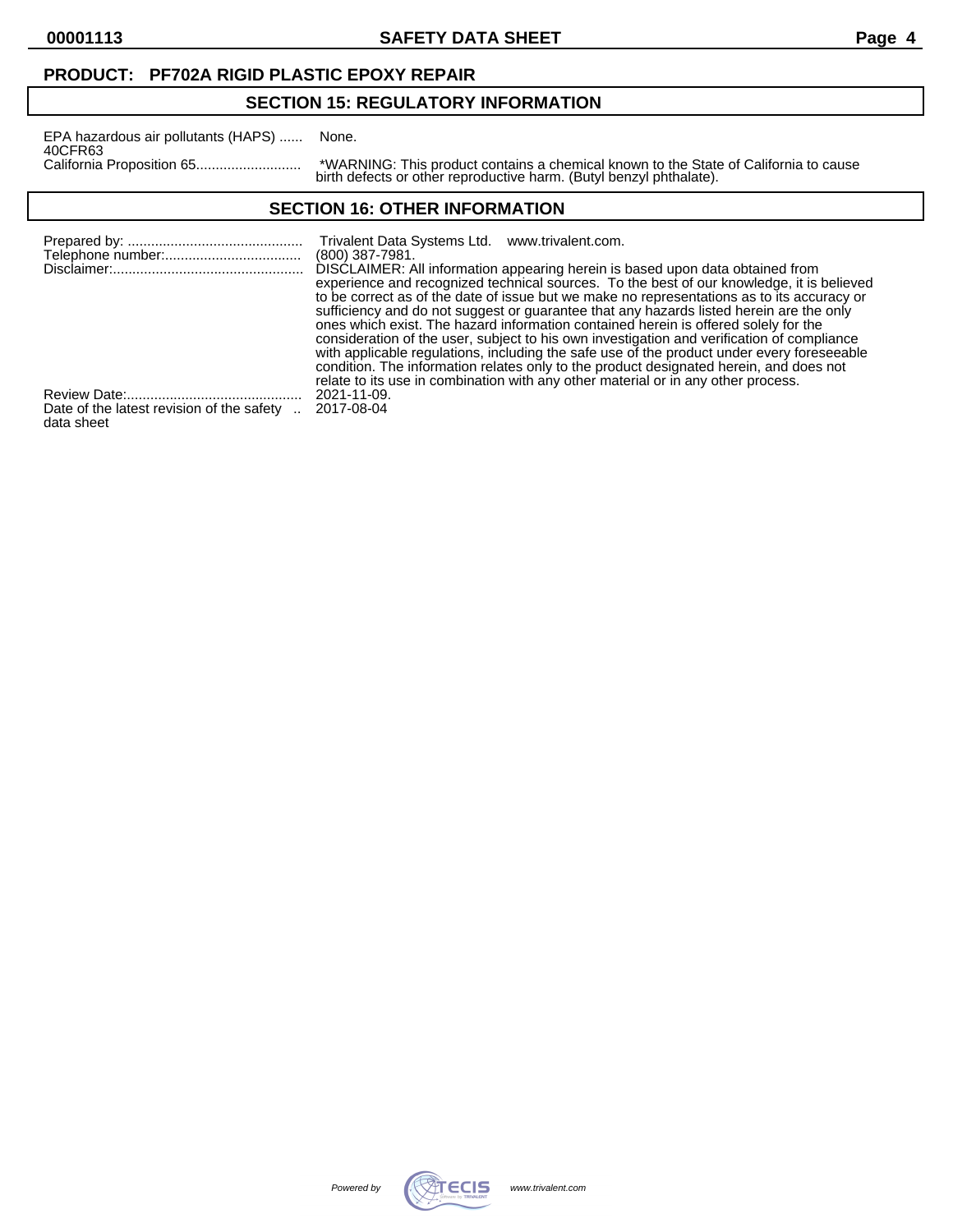**PRODUCT: PF702A RIGID PLASTIC EPOXY REPAIR**

## SECTION 15: REGULATORY INFORMATION

| | |
|---|---|
| EPA hazardous air pollutants (HAPS) 40CFR63 | None. |
| California Proposition 65 | *WARNING: This product contains a chemical known to the State of California to cause birth defects or other reproductive harm. (Butyl benzyl phthalate). |

## SECTION 16: OTHER INFORMATION

| | |
|---|---|
| Prepared by: | Trivalent Data Systems Ltd. www.trivalent.com. |
| Telephone number: | (800) 387-7981. |
| Disclaimer: | DISCLAIMER: All information appearing herein is based upon data obtained from experience and recognized technical sources. To the best of our knowledge, it is believed to be correct as of the date of issue but we make no representations as to its accuracy or sufficiency and do not suggest or guarantee that any hazards listed herein are the only ones which exist. The hazard information contained herein is offered solely for the consideration of the user, subject to his own investigation and verification of compliance with applicable regulations, including the safe use of the product under every foreseeable condition. The information relates only to the product designated herein, and does not relate to its use in combination with any other material or in any other process. |
| Review Date: | 2021-11-09. |
| Date of the latest revision of the safety data sheet | 2017-08-04 |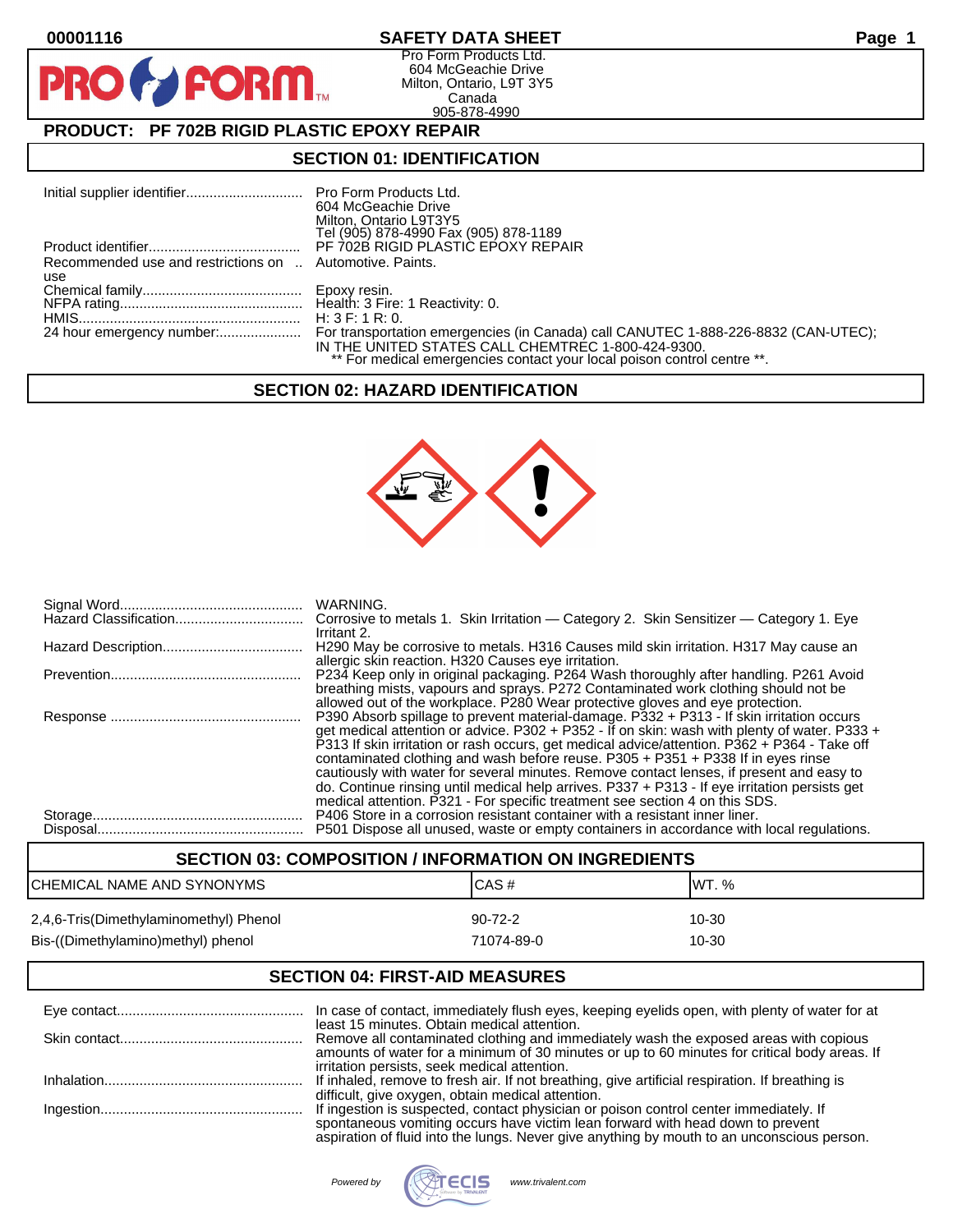00001116

# SAFETY DATA SHEET

Pro Form Products Ltd.
604 McGeachie Drive
Milton, Ontario, L9T 3Y5
Canada
905-878-4990

## PRODUCT: PF 702B RIGID PLASTIC EPOXY REPAIR

## SECTION 01: IDENTIFICATION

| | |
|---|---|
| Initial supplier identifier | Pro Form Products Ltd.<br>604 McGeachie Drive<br>Milton, Ontario L9T3Y5<br>Tel (905) 878-4990 Fax (905) 878-1189 |
| Product identifier | PF 702B RIGID PLASTIC EPOXY REPAIR |
| Recommended use and restrictions on use | Automotive. Paints. |
| Chemical family | Epoxy resin. |
| NFPA rating | Health: 3 Fire: 1 Reactivity: 0. |
| HMIS | H: 3 F: 1 R: 0. |
| 24 hour emergency number: | For transportation emergencies (in Canada) call CANUTEC 1-888-226-8832 (CAN-UTEC); IN THE UNITED STATES CALL CHEMTREC 1-800-424-9300.<br>** For medical emergencies contact your local poison control centre **. |

## SECTION 02: HAZARD IDENTIFICATION

| | |
|---|---|
| Signal Word | WARNING. |
| Hazard Classification | Corrosive to metals 1. Skin Irritation — Category 2. Skin Sensitizer — Category 1. Eye Irritant 2. |
| Hazard Description | H290 May be corrosive to metals. H316 Causes mild skin irritation. H317 May cause an allergic skin reaction. H320 Causes eye irritation. |
| Prevention | P234 Keep only in original packaging. P264 Wash thoroughly after handling. P261 Avoid breathing mists, vapours and sprays. P272 Contaminated work clothing should not be allowed out of the workplace. P280 Wear protective gloves and eye protection. |
| Response | P390 Absorb spillage to prevent material-damage. P332 + P313 - If skin irritation occurs get medical attention or advice. P302 + P352 - If on skin: wash with plenty of water. P333 + P313 If skin irritation or rash occurs, get medical advice/attention. P362 + P364 - Take off contaminated clothing and wash before reuse. P305 + P351 + P338 If in eyes rinse cautiously with water for several minutes. Remove contact lenses, if present and easy to do. Continue rinsing until medical help arrives. P337 + P313 - If eye irritation persists get medical attention. P321 - For specific treatment see section 4 on this SDS. |
| Storage | P406 Store in a corrosion resistant container with a resistant inner liner. |
| Disposal | P501 Dispose all unused, waste or empty containers in accordance with local regulations. |

## SECTION 03: COMPOSITION / INFORMATION ON INGREDIENTS

| CHEMICAL NAME AND SYNONYMS | CAS # | WT. % |
|---|---|---|
| 2,4,6-Tris(Dimethylaminomethyl) Phenol | 90-72-2 | 10-30 |
| Bis-((Dimethylamino)methyl) phenol | 71074-89-0 | 10-30 |

## SECTION 04: FIRST-AID MEASURES

| | |
|---|---|
| Eye contact | In case of contact, immediately flush eyes, keeping eyelids open, with plenty of water for at least 15 minutes. Obtain medical attention. |
| Skin contact | Remove all contaminated clothing and immediately wash the exposed areas with copious amounts of water for a minimum of 30 minutes or up to 60 minutes for critical body areas. If irritation persists, seek medical attention. |
| Inhalation | If inhaled, remove to fresh air. If not breathing, give artificial respiration. If breathing is difficult, give oxygen, obtain medical attention. |
| Ingestion | If ingestion is suspected, contact physician or poison control center immediately. If spontaneous vomiting occurs have victim lean forward with head down to prevent aspiration of fluid into the lungs. Never give anything by mouth to an unconscious person. |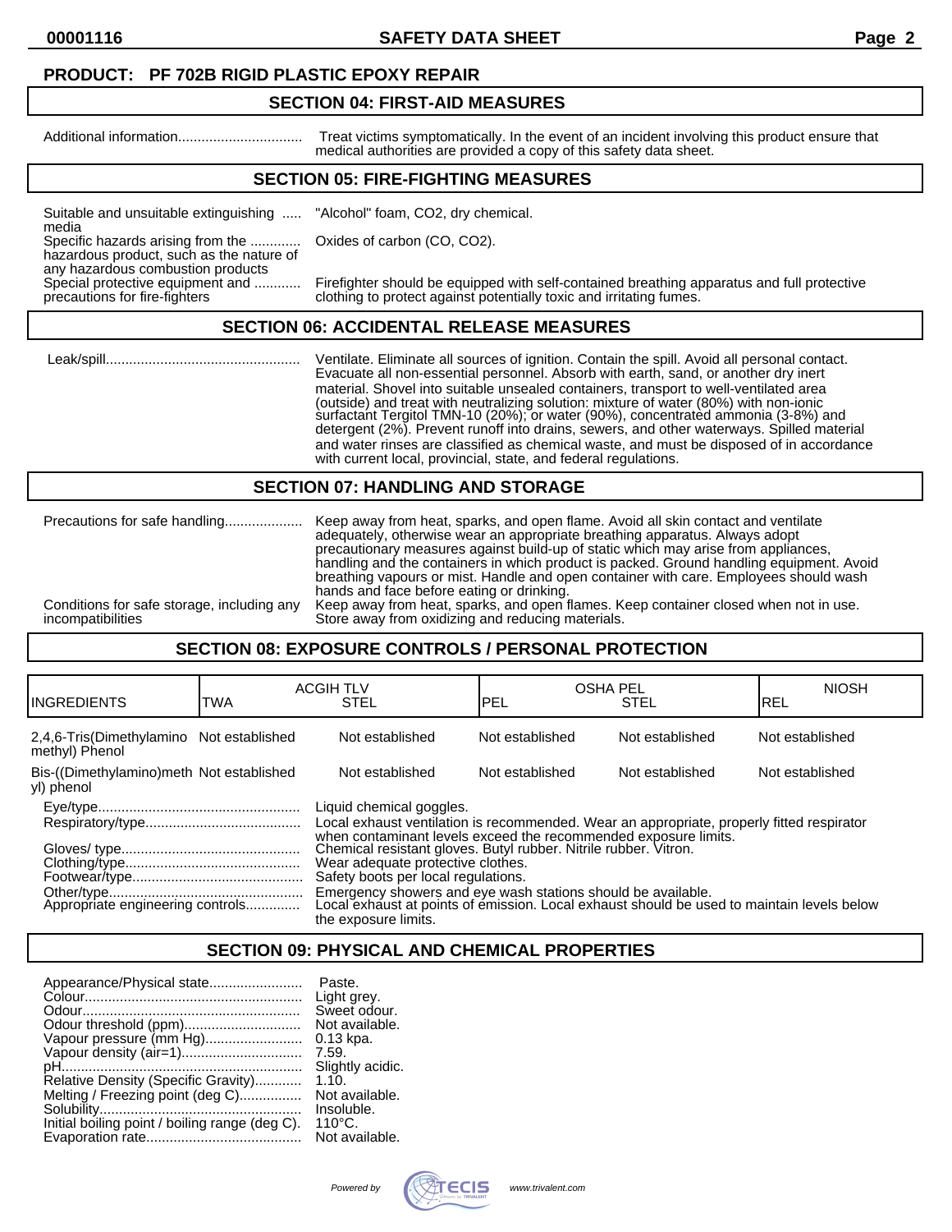**PRODUCT: PF 702B RIGID PLASTIC EPOXY REPAIR**

## SECTION 04: FIRST-AID MEASURES

Additional information................................ Treat victims symptomatically. In the event of an incident involving this product ensure that medical authorities are provided a copy of this safety data sheet.

## SECTION 05: FIRE-FIGHTING MEASURES

Suitable and unsuitable extinguishing media ..... "Alcohol" foam, $CO_2$, dry chemical.

Specific hazards arising from the hazardous product, such as the nature of any hazardous combustion products ............ Oxides of carbon (CO, $CO_2$).

Special protective equipment and precautions for fire-fighters ............ Firefighter should be equipped with self-contained breathing apparatus and full protective clothing to protect against potentially toxic and irritating fumes.

## SECTION 06: ACCIDENTAL RELEASE MEASURES

Leak/spill.................................................. Ventilate. Eliminate all sources of ignition. Contain the spill. Avoid all personal contact. Evacuate all non-essential personnel. Absorb with earth, sand, or another dry inert material. Shovel into suitable unsealed containers, transport to well-ventilated area (outside) and treat with neutralizing solution: mixture of water (80%) with non-ionic surfactant Tergitol TMN-10 (20%); or water (90%), concentrated ammonia (3-8%) and detergent (2%). Prevent runoff into drains, sewers, and other waterways. Spilled material and water rinses are classified as chemical waste, and must be disposed of in accordance with current local, provincial, state, and federal regulations.

## SECTION 07: HANDLING AND STORAGE

Precautions for safe handling.................... Keep away from heat, sparks, and open flame. Avoid all skin contact and ventilate adequately, otherwise wear an appropriate breathing apparatus. Always adopt precautionary measures against build-up of static which may arise from appliances, handling and the containers in which product is packed. Ground handling equipment. Avoid breathing vapours or mist. Handle and open container with care. Employees should wash hands and face before eating or drinking.

Conditions for safe storage, including any incompatibilities ............ Keep away from heat, sparks, and open flames. Keep container closed when not in use. Store away from oxidizing and reducing materials.

## SECTION 08: EXPOSURE CONTROLS / PERSONAL PROTECTION

| INGREDIENTS | ACGIH TLV TWA | ACGIH TLV STEL | OSHA PEL PEL | OSHA PEL STEL | NIOSH REL |
|---|---|---|---|---|---|
| 2,4,6-Tris(Dimethylamino methyl) Phenol | Not established | Not established | Not established | Not established | Not established |
| Bis-((Dimethylamino)methyl) phenol | Not established | Not established | Not established | Not established | Not established |

Eye/type.................................................... Liquid chemical goggles.

Respiratory/type........................................ Local exhaust ventilation is recommended. Wear an appropriate, properly fitted respirator when contaminant levels exceed the recommended exposure limits.

Gloves/ type.............................................. Chemical resistant gloves. Butyl rubber. Nitrile rubber. Vitron.

Clothing/type............................................. Wear adequate protective clothes.

Footwear/type............................................ Safety boots per local regulations.

Other/type.................................................. Emergency showers and eye wash stations should be available.

Appropriate engineering controls.............. Local exhaust at points of emission. Local exhaust should be used to maintain levels below the exposure limits.

## SECTION 09: PHYSICAL AND CHEMICAL PROPERTIES

Appearance/Physical state........................ Paste.
Colour........................................................ Light grey.
Odour........................................................ Sweet odour.
Odour threshold (ppm).............................. Not available.
Vapour pressure (mm Hg).......................... 0.13 kpa.
Vapour density (air=1)............................... 7.59.
pH.............................................................. Slightly acidic.
Relative Density (Specific Gravity)............ 1.10.
Melting / Freezing point (deg C)................ Not available.
Solubility.................................................... Insoluble.
Initial boiling point / boiling range (deg C). 110°C.
Evaporation rate........................................ Not available.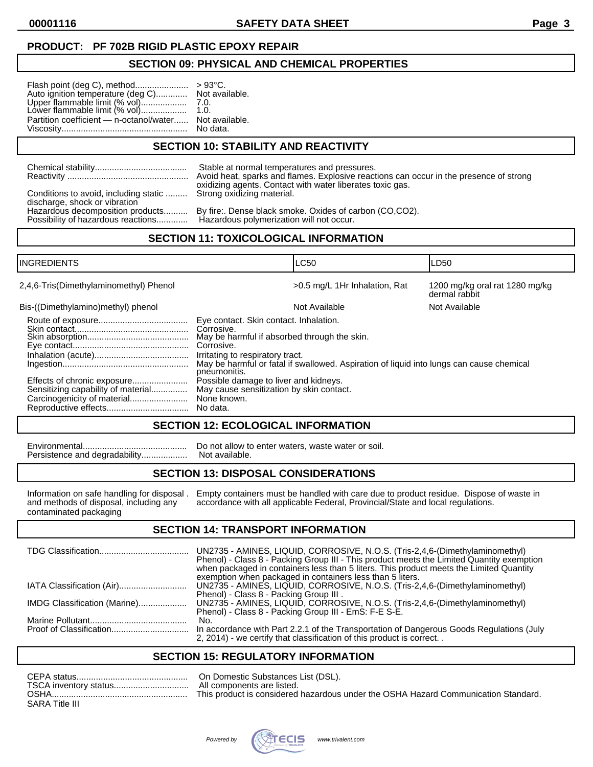**PRODUCT: PF 702B RIGID PLASTIC EPOXY REPAIR**

## SECTION 09: PHYSICAL AND CHEMICAL PROPERTIES

| | |
|---|---|
| Flash point (deg C), method | > 93°C. |
| Auto ignition temperature (deg C) | Not available. |
| Upper flammable limit (% vol) | 7.0. |
| Lower flammable limit (% vol) | 1.0. |
| Partition coefficient — n-octanol/water | Not available. |
| Viscosity | No data. |

## SECTION 10: STABILITY AND REACTIVITY

| | |
|---|---|
| Chemical stability | Stable at normal temperatures and pressures. |
| Reactivity | Avoid heat, sparks and flames. Explosive reactions can occur in the presence of strong oxidizing agents. Contact with water liberates toxic gas. |
| Conditions to avoid, including static discharge, shock or vibration | Strong oxidizing material. |
| Hazardous decomposition products | By fire:. Dense black smoke. Oxides of carbon (CO,CO2). |
| Possibility of hazardous reactions | Hazardous polymerization will not occur. |

## SECTION 11: TOXICOLOGICAL INFORMATION

| INGREDIENTS | LC50 | LD50 |
|---|---|---|
| 2,4,6-Tris(Dimethylaminomethyl) Phenol | >0.5 mg/L 1Hr Inhalation, Rat | 1200 mg/kg oral rat 1280 mg/kg dermal rabbit |
| Bis-((Dimethylamino)methyl) phenol | Not Available | Not Available |

| | |
|---|---|
| Route of exposure | Eye contact. Skin contact. Inhalation. |
| Skin contact | Corrosive. |
| Skin absorption | May be harmful if absorbed through the skin. |
| Eye contact | Corrosive. |
| Inhalation (acute) | Irritating to respiratory tract. |
| Ingestion | May be harmful or fatal if swallowed. Aspiration of liquid into lungs can cause chemical pneumonitis. |
| Effects of chronic exposure | Possible damage to liver and kidneys. |
| Sensitizing capability of material | May cause sensitization by skin contact. |
| Carcinogenicity of material | None known. |
| Reproductive effects | No data. |

## SECTION 12: ECOLOGICAL INFORMATION

| | |
|---|---|
| Environmental | Do not allow to enter waters, waste water or soil. |
| Persistence and degradability | Not available. |

## SECTION 13: DISPOSAL CONSIDERATIONS

| | |
|---|---|
| Information on safe handling for disposal and methods of disposal, including any contaminated packaging | Empty containers must be handled with care due to product residue. Dispose of waste in accordance with all applicable Federal, Provincial/State and local regulations. |

## SECTION 14: TRANSPORT INFORMATION

| | |
|---|---|
| TDG Classification | UN2735 - AMINES, LIQUID, CORROSIVE, N.O.S. (Tris-2,4,6-(Dimethylaminomethyl) Phenol) - Class 8 - Packing Group III - This product meets the Limited Quantity exemption when packaged in containers less than 5 liters. This product meets the Limited Quantity exemption when packaged in containers less than 5 liters. |
| IATA Classification (Air) | UN2735 - AMINES, LIQUID, CORROSIVE, N.O.S. (Tris-2,4,6-(Dimethylaminomethyl) Phenol) - Class 8 - Packing Group III . |
| IMDG Classification (Marine) | UN2735 - AMINES, LIQUID, CORROSIVE, N.O.S. (Tris-2,4,6-(Dimethylaminomethyl) Phenol) - Class 8 - Packing Group III - EmS: F-E S-E. |
| Marine Pollutant | No. |
| Proof of Classification | In accordance with Part 2.2.1 of the Transportation of Dangerous Goods Regulations (July 2, 2014) - we certify that classification of this product is correct. . |

## SECTION 15: REGULATORY INFORMATION

| | |
|---|---|
| CEPA status | On Domestic Substances List (DSL). |
| TSCA inventory status | All components are listed. |
| OSHA | This product is considered hazardous under the OSHA Hazard Communication Standard. |
| SARA Title III | |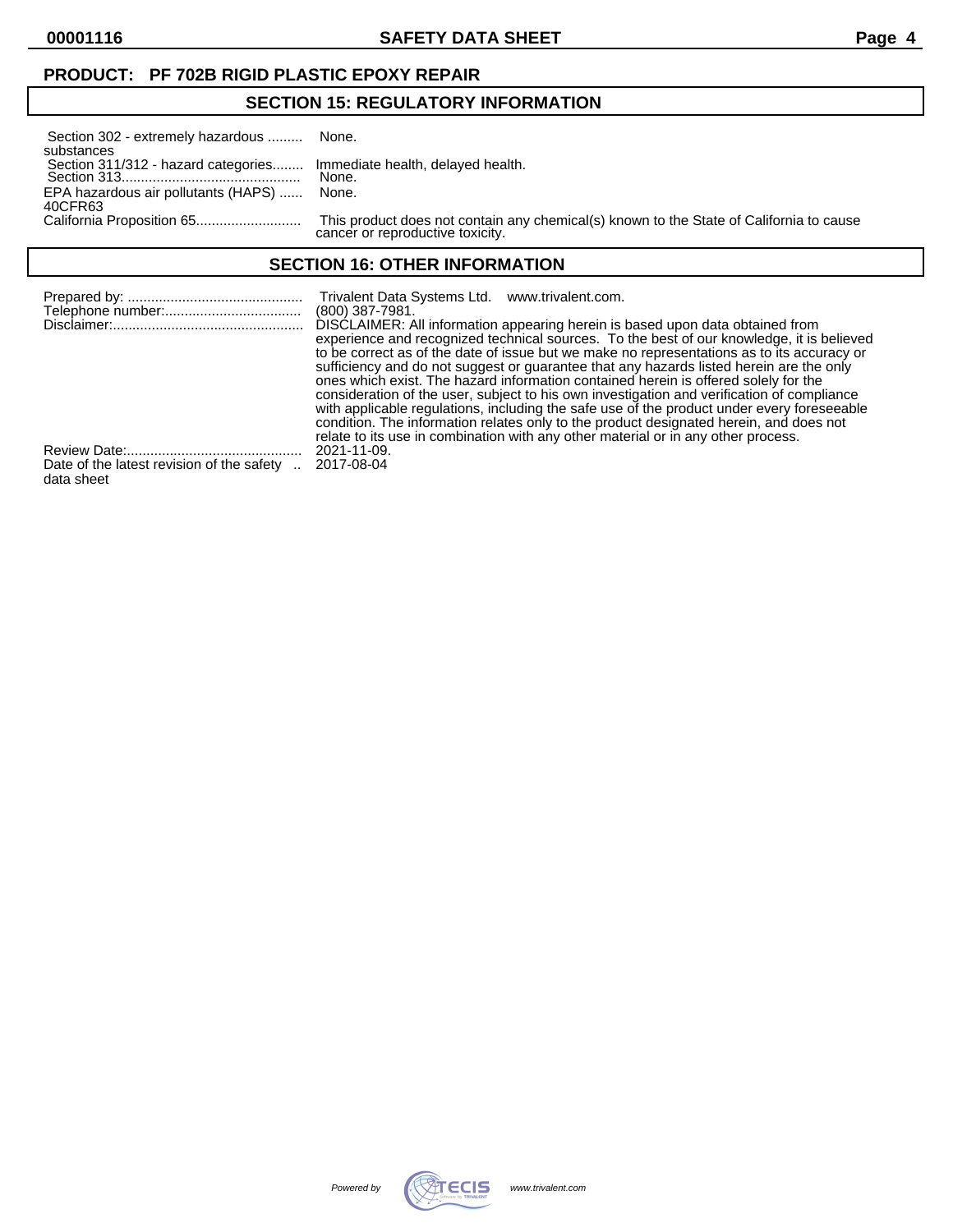**PRODUCT: PF 702B RIGID PLASTIC EPOXY REPAIR**

## SECTION 15: REGULATORY INFORMATION

| | |
|---|---|
| Section 302 - extremely hazardous substances | None. |
| Section 311/312 - hazard categories | Immediate health, delayed health. |
| Section 313 | None. |
| EPA hazardous air pollutants (HAPS) 40CFR63 | None. |
| California Proposition 65 | This product does not contain any chemical(s) known to the State of California to cause cancer or reproductive toxicity. |

## SECTION 16: OTHER INFORMATION

| | |
|---|---|
| Prepared by: | Trivalent Data Systems Ltd. www.trivalent.com. |
| Telephone number: | (800) 387-7981. |
| Disclaimer: | DISCLAIMER: All information appearing herein is based upon data obtained from experience and recognized technical sources. To the best of our knowledge, it is believed to be correct as of the date of issue but we make no representations as to its accuracy or sufficiency and do not suggest or guarantee that any hazards listed herein are the only ones which exist. The hazard information contained herein is offered solely for the consideration of the user, subject to his own investigation and verification of compliance with applicable regulations, including the safe use of the product under every foreseeable condition. The information relates only to the product designated herein, and does not relate to its use in combination with any other material or in any other process. |
| Review Date: | 2021-11-09. |
| Date of the latest revision of the safety data sheet | 2017-08-04 |